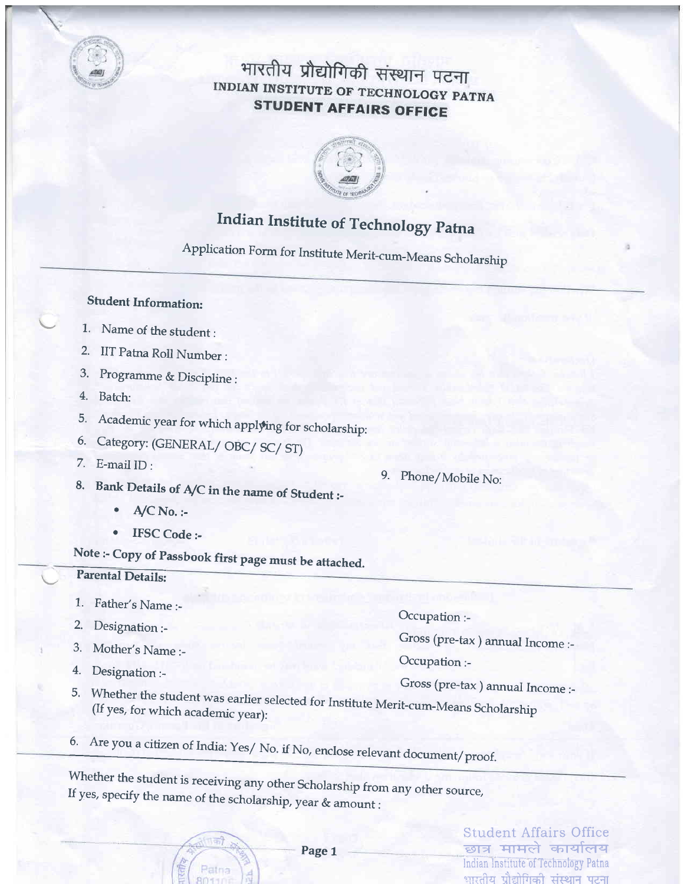# भारतीय प्रौद्योगिकी संस्थान पटना

## INDIAN INSTITUTE OF TECHNOLOGY PATNA

## STUDENT AFFAIRS OFFICE

## Indian Institute of Technology Patna

Application Form for Institute Merit-cum-Means Scholarship

**Student Information:**

1. Name of the student :
2. IIT Patna Roll Number :
3. Programme & Discipline :
4. Batch:
5. Academic year for which applying for scholarship:
6. Category: (GENERAL/ OBC/ SC/ ST)
7. E-mail ID :
8. **Bank Details of A/C in the name of Student :-**
   - **A/C No. :-**
   - **IFSC Code :-**
9. Phone/Mobile No:

**Note :- Copy of Passbook first page must be attached.**

**Parental Details:**

1. Father's Name :-
2. Designation :-
   - Occupation :-
   - Gross (pre-tax ) annual Income :-
3. Mother's Name :-
4. Designation :-
   - Occupation :-
   - Gross (pre-tax ) annual Income :-
5. Whether the student was earlier selected for Institute Merit-cum-Means Scholarship (If yes, for which academic year):
6. Are you a citizen of India: Yes/ No. if No, enclose relevant document/proof.

Whether the student is receiving any other Scholarship from any other source, If yes, specify the name of the scholarship, year & amount :

Student Affairs Office
छात्र मामले कार्यालय
Indian Institute of Technology Patna
भारतीय प्रौद्योगिकी संस्थान पटना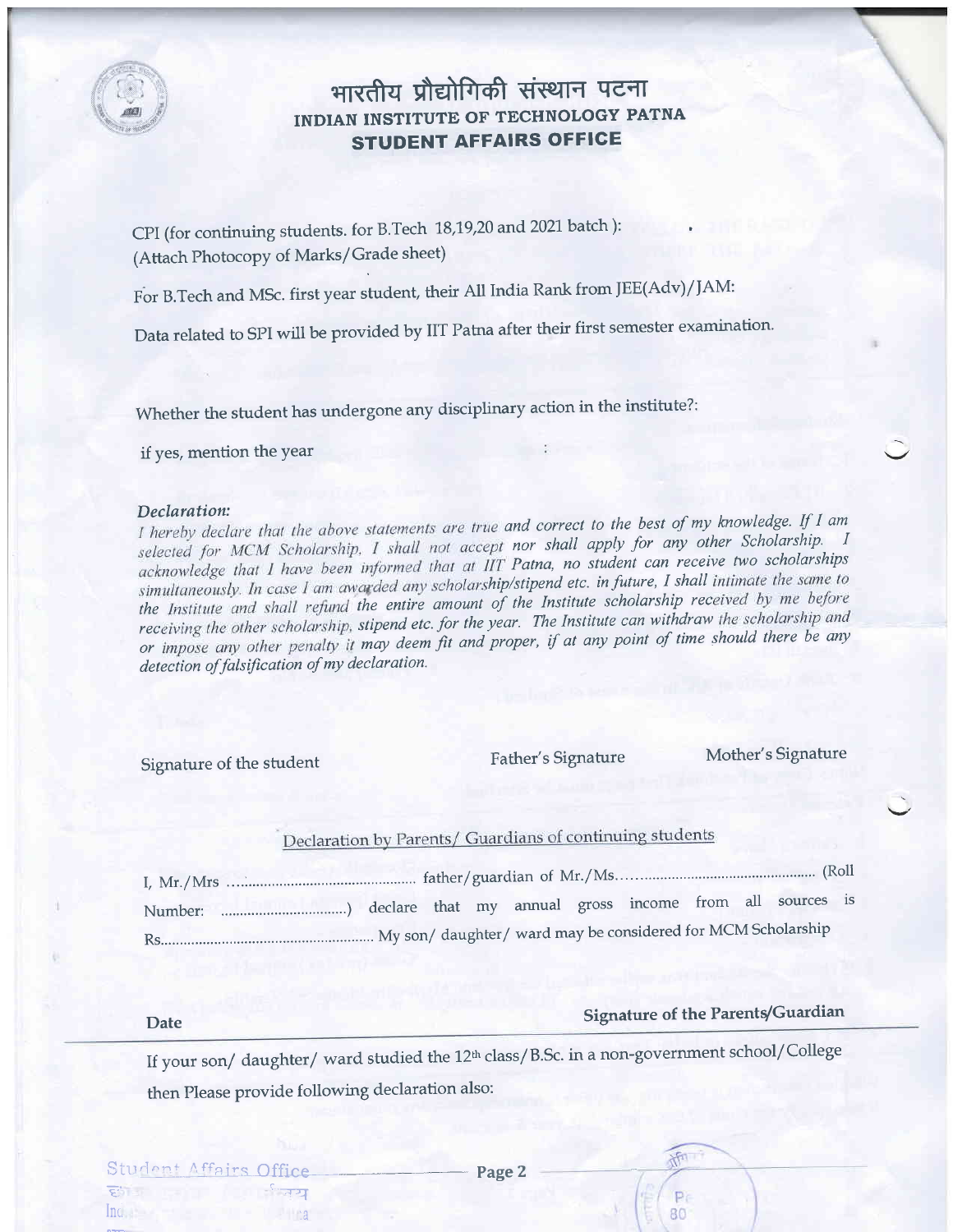# भारतीय प्रौद्योगिकी संस्थान पटना
## INDIAN INSTITUTE OF TECHNOLOGY PATNA
### STUDENT AFFAIRS OFFICE

CPI (for continuing students. for B.Tech 18,19,20 and 2021 batch ):
(Attach Photocopy of Marks/Grade sheet)

For B.Tech and MSc. first year student, their All India Rank from JEE(Adv)/JAM:

Data related to SPI will be provided by IIT Patna after their first semester examination.

Whether the student has undergone any disciplinary action in the institute?:

if yes, mention the year :

***Declaration:***
*I hereby declare that the above statements are true and correct to the best of my knowledge. If I am selected for MCM Scholarship, I shall not accept nor shall apply for any other Scholarship. I acknowledge that I have been informed that at IIT Patna, no student can receive two scholarships simultaneously. In case I am awarded any scholarship/stipend etc. in future, I shall intimate the same to the Institute and shall refund the entire amount of the Institute scholarship received by me before receiving the other scholarship, stipend etc. for the year. The Institute can withdraw the scholarship and or impose any other penalty it may deem fit and proper, if at any point of time should there be any detection of falsification of my declaration.*

Signature of the student | Father's Signature | Mother's Signature

Declaration by Parents/ Guardians of continuing students

I, Mr./Mrs ................................................ father/guardian of Mr./Ms.................................................. (Roll Number: .................................) declare that my annual gross income from all sources is Rs........................................................ My son/ daughter/ ward may be considered for MCM Scholarship

**Date** | **Signature of the Parents/Guardian**

If your son/ daughter/ ward studied the 12th class/B.Sc. in a non-government school/College then Please provide following declaration also: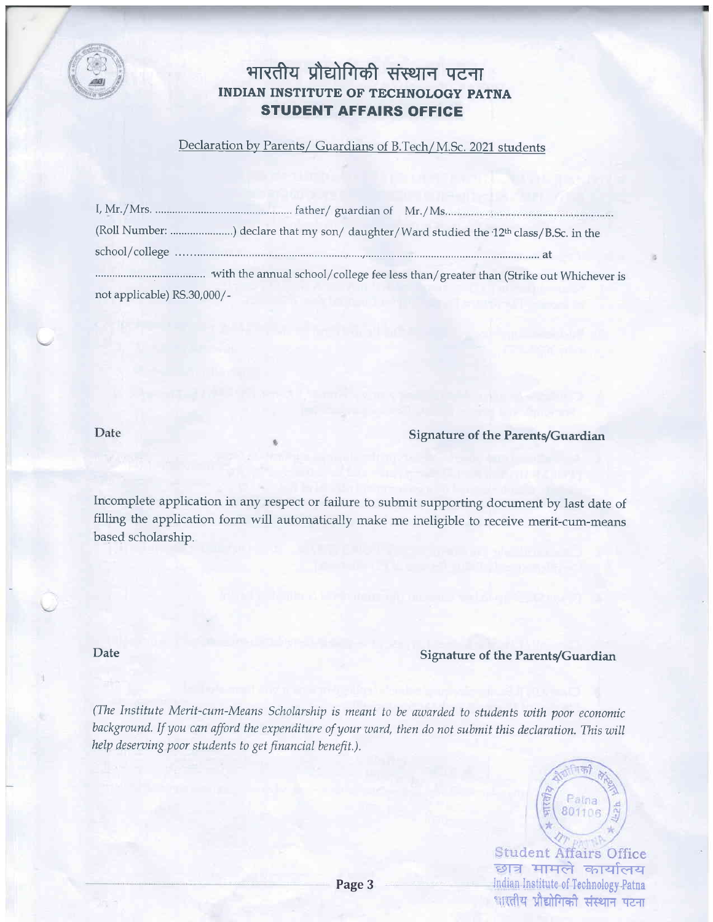# भारतीय प्रौद्योगिकी संस्थान पटना
## INDIAN INSTITUTE OF TECHNOLOGY PATNA
## STUDENT AFFAIRS OFFICE

Declaration by Parents/ Guardians of B.Tech/ M.Sc. 2021 students

I, Mr./Mrs. ............................................... father/ guardian of Mr./Ms........................................................... (Roll Number: .....................) declare that my son/ daughter/ Ward studied the 12th class/B.Sc. in the school/college ........................................................................................................................ at ...................................... with the annual school/college fee less than/ greater than (Strike out Whichever is not applicable) RS.30,000/-

**Date** **Signature of the Parents/Guardian**

Incomplete application in any respect or failure to submit supporting document by last date of filling the application form will automatically make me ineligible to receive merit-cum-means based scholarship.

**Date** **Signature of the Parents/Guardian**

*(The Institute Merit-cum-Means Scholarship is meant to be awarded to students with poor economic background. If you can afford the expenditure of your ward, then do not submit this declaration. This will help deserving poor students to get financial benefit.).*

Student Affairs Office
छात्र मामले कार्यालय
Indian Institute of Technology Patna
भारतीय प्रौद्योगिकी संस्थान पटना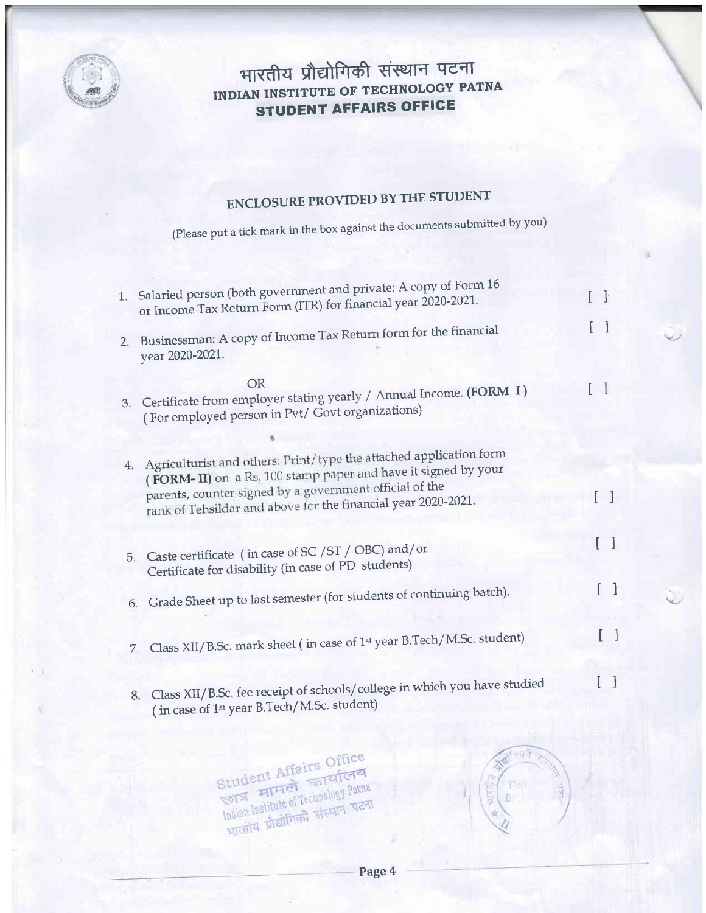# भारतीय प्रौद्योगिकी संस्थान पटना
# INDIAN INSTITUTE OF TECHNOLOGY PATNA
## STUDENT AFFAIRS OFFICE

## ENCLOSURE PROVIDED BY THE STUDENT

(Please put a tick mark in the box against the documents submitted by you)

1. Salaried person (both government and private: A copy of Form 16 or Income Tax Return Form (ITR) for financial year 2020-2021. [ ]

2. Businessman: A copy of Income Tax Return form for the financial year 2020-2021. [ ]

   OR

3. Certificate from employer stating yearly / Annual Income. **(FORM I)** ( For employed person in Pvt/ Govt organizations) [ ]

4. Agriculturist and others: Print/type the attached application form ( **FORM- II)** on a Rs. 100 stamp paper and have it signed by your parents, counter signed by a government official of the rank of Tehsildar and above for the financial year 2020-2021. [ ]

5. Caste certificate ( in case of SC /ST / OBC) and/or Certificate for disability (in case of PD students) [ ]

6. Grade Sheet up to last semester (for students of continuing batch). [ ]

7. Class XII/B.Sc. mark sheet ( in case of 1st year B.Tech/M.Sc. student) [ ]

8. Class XII/B.Sc. fee receipt of schools/college in which you have studied ( in case of 1st year B.Tech/M.Sc. student) [ ]

Student Affairs Office
छात्र मामले कार्यालय
Indian Institute of Technology Patna
भारतीय प्रौद्योगिकी संस्थान पटना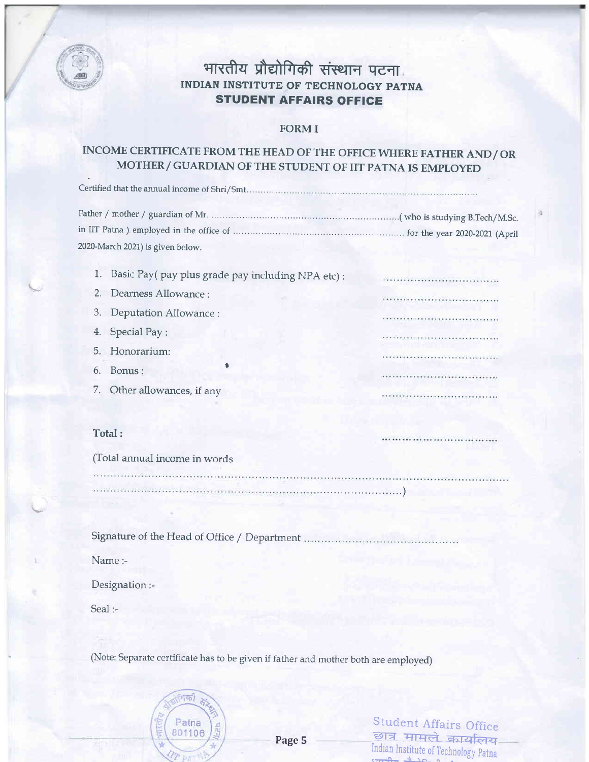# भारतीय प्रौद्योगिकी संस्थान पटना
## INDIAN INSTITUTE OF TECHNOLOGY PATNA
## STUDENT AFFAIRS OFFICE

### FORM I

### INCOME CERTIFICATE FROM THE HEAD OF THE OFFICE WHERE FATHER AND / OR MOTHER / GUARDIAN OF THE STUDENT OF IIT PATNA IS EMPLOYED

Certified that the annual income of Shri/Smt.............................................................................................

Father / mother / guardian of Mr. ..................................................................( who is studying B.Tech/M.Sc. in IIT Patna ) employed in the office of ........................................................... for the year 2020-2021 (April 2020-March 2021) is given below.

1. Basic Pay( pay plus grade pay including NPA etc) : ..................................
2. Dearness Allowance : ..................................
3. Deputation Allowance : ..................................
4. Special Pay : ..................................
5. Honorarium: ..................................
6. Bonus : ..................................
7. Other allowances, if any ..................................

**Total :** ..................................

(Total annual income in words
..................................................................................................................................
.......................................................................................................)

Signature of the Head of Office / Department ..............................................

Name :-

Designation :-

Seal :-

(Note: Separate certificate has to be given if father and mother both are employed)

Student Affairs Office
छात्र मामले कार्यालय
Indian Institute of Technology Patna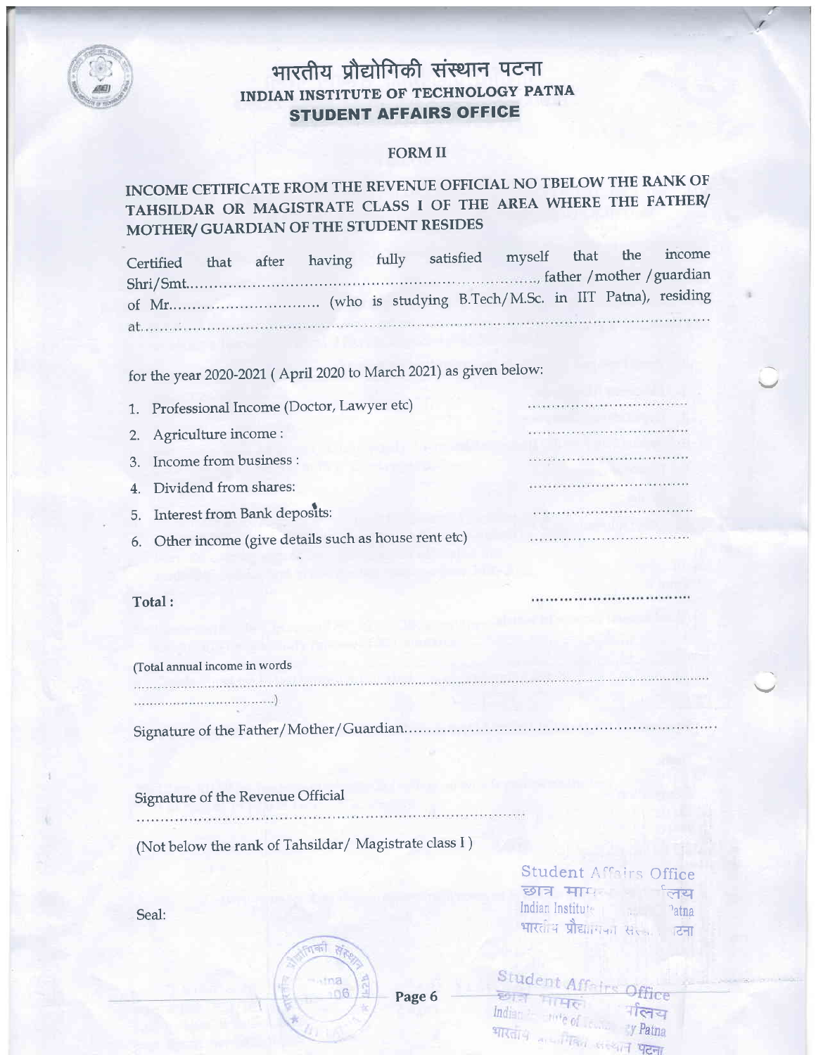# भारतीय प्रौद्योगिकी संस्थान पटना

## INDIAN INSTITUTE OF TECHNOLOGY PATNA

## STUDENT AFFAIRS OFFICE

### FORM II

**INCOME CETIFICATE FROM THE REVENUE OFFICIAL NO TBELOW THE RANK OF TAHSILDAR OR MAGISTRATE CLASS I OF THE AREA WHERE THE FATHER/ MOTHER/ GUARDIAN OF THE STUDENT RESIDES**

Certified that after having fully satisfied myself that the income Shri/Smt................................................................................, father /mother /guardian of Mr................................ (who is studying B.Tech/M.Sc. in IIT Patna), residing at..........................................................................................................................

for the year 2020-2021 ( April 2020 to March 2021) as given below:

1. Professional Income (Doctor, Lawyer etc) ..................................
2. Agriculture income : ..................................
3. Income from business : ..................................
4. Dividend from shares: ..................................
5. Interest from Bank deposits: ..................................
6. Other income (give details such as house rent etc) ..................................

**Total :** ..................................

(Total annual income in words ........................................................................................................................................................
....................................)

Signature of the Father/Mother/Guardian..................................................................

Signature of the Revenue Official
....................................................................................

(Not below the rank of Tahsildar/ Magistrate class I )

Seal:

Student Affairs Office
छात्र मामले कार्यालय
Indian Institute of Technology Patna
भारतीय प्रौद्योगिकी संस्थान पटना